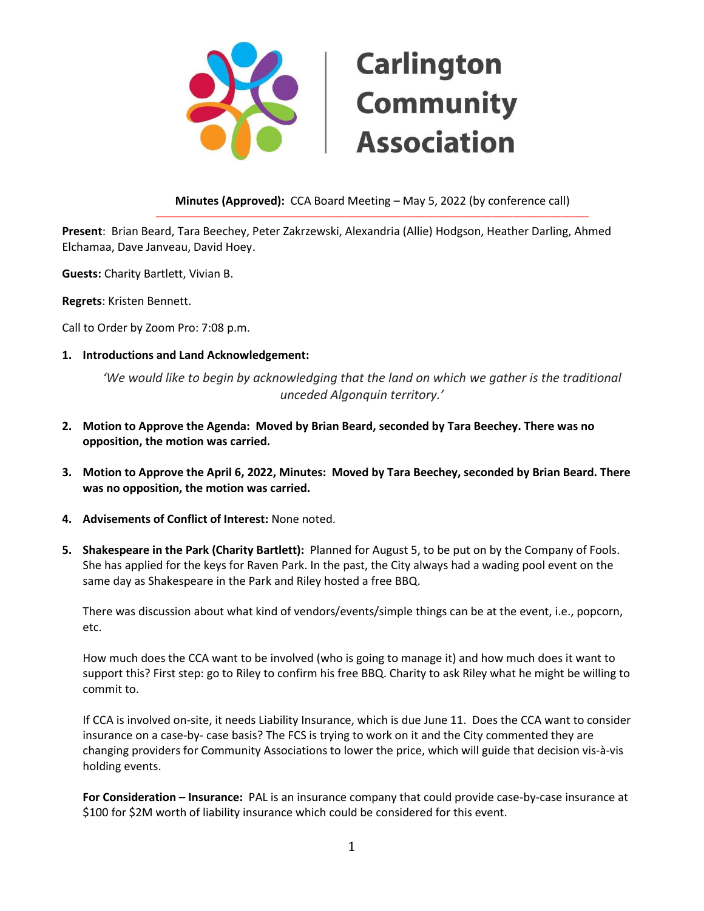# Carlington Community Association

**Minutes (Approved):** CCA Board Meeting – May 5, 2022 (by conference call)

**Present**: Brian Beard, Tara Beechey, Peter Zakrzewski, Alexandria (Allie) Hodgson, Heather Darling, Ahmed Elchamaa, Dave Janveau, David Hoey.

**Guests:** Charity Bartlett, Vivian B.

**Regrets**: Kristen Bennett.

Call to Order by Zoom Pro: 7:08 p.m.

1. **Introductions and Land Acknowledgement:**

   *'We would like to begin by acknowledging that the land on which we gather is the traditional unceded Algonquin territory.'*

2. **Motion to Approve the Agenda: Moved by Brian Beard, seconded by Tara Beechey. There was no opposition, the motion was carried.**

3. **Motion to Approve the April 6, 2022, Minutes: Moved by Tara Beechey, seconded by Brian Beard. There was no opposition, the motion was carried.**

4. **Advisements of Conflict of Interest:** None noted.

5. **Shakespeare in the Park (Charity Bartlett):** Planned for August 5, to be put on by the Company of Fools. She has applied for the keys for Raven Park. In the past, the City always had a wading pool event on the same day as Shakespeare in the Park and Riley hosted a free BBQ.

   There was discussion about what kind of vendors/events/simple things can be at the event, i.e., popcorn, etc.

   How much does the CCA want to be involved (who is going to manage it) and how much does it want to support this? First step: go to Riley to confirm his free BBQ. Charity to ask Riley what he might be willing to commit to.

   If CCA is involved on-site, it needs Liability Insurance, which is due June 11. Does the CCA want to consider insurance on a case-by- case basis? The FCS is trying to work on it and the City commented they are changing providers for Community Associations to lower the price, which will guide that decision vis-à-vis holding events.

   **For Consideration – Insurance:** PAL is an insurance company that could provide case-by-case insurance at \$100 for \$2M worth of liability insurance which could be considered for this event.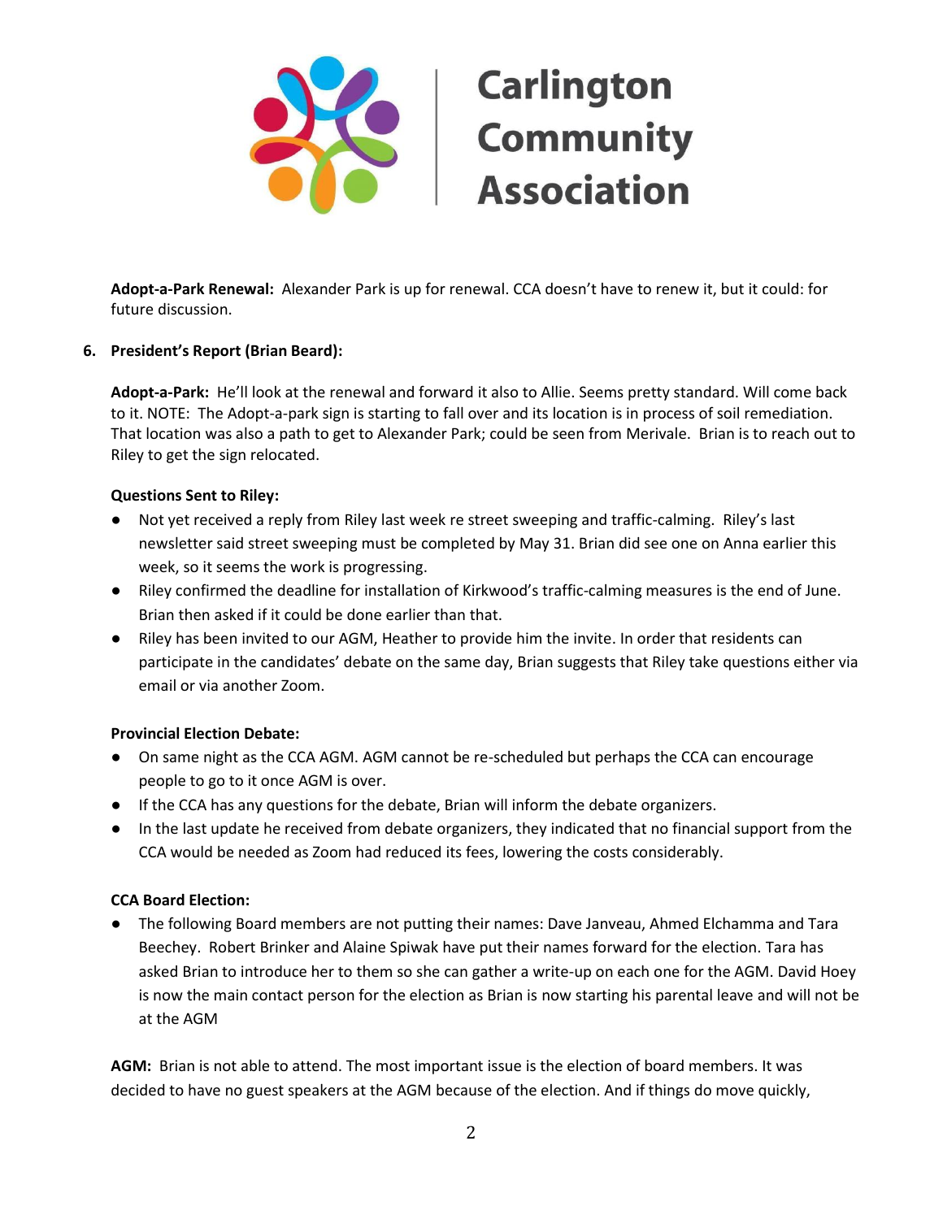**Adopt-a-Park Renewal:** Alexander Park is up for renewal. CCA doesn't have to renew it, but it could: for future discussion.

6. **President's Report (Brian Beard):**

**Adopt-a-Park:** He'll look at the renewal and forward it also to Allie. Seems pretty standard. Will come back to it. NOTE: The Adopt-a-park sign is starting to fall over and its location is in process of soil remediation. That location was also a path to get to Alexander Park; could be seen from Merivale. Brian is to reach out to Riley to get the sign relocated.

**Questions Sent to Riley:**

- Not yet received a reply from Riley last week re street sweeping and traffic-calming. Riley's last newsletter said street sweeping must be completed by May 31. Brian did see one on Anna earlier this week, so it seems the work is progressing.
- Riley confirmed the deadline for installation of Kirkwood's traffic-calming measures is the end of June. Brian then asked if it could be done earlier than that.
- Riley has been invited to our AGM, Heather to provide him the invite. In order that residents can participate in the candidates' debate on the same day, Brian suggests that Riley take questions either via email or via another Zoom.

**Provincial Election Debate:**

- On same night as the CCA AGM. AGM cannot be re-scheduled but perhaps the CCA can encourage people to go to it once AGM is over.
- If the CCA has any questions for the debate, Brian will inform the debate organizers.
- In the last update he received from debate organizers, they indicated that no financial support from the CCA would be needed as Zoom had reduced its fees, lowering the costs considerably.

**CCA Board Election:**

- The following Board members are not putting their names: Dave Janveau, Ahmed Elchamma and Tara Beechey. Robert Brinker and Alaine Spiwak have put their names forward for the election. Tara has asked Brian to introduce her to them so she can gather a write-up on each one for the AGM. David Hoey is now the main contact person for the election as Brian is now starting his parental leave and will not be at the AGM

**AGM:** Brian is not able to attend. The most important issue is the election of board members. It was decided to have no guest speakers at the AGM because of the election. And if things do move quickly,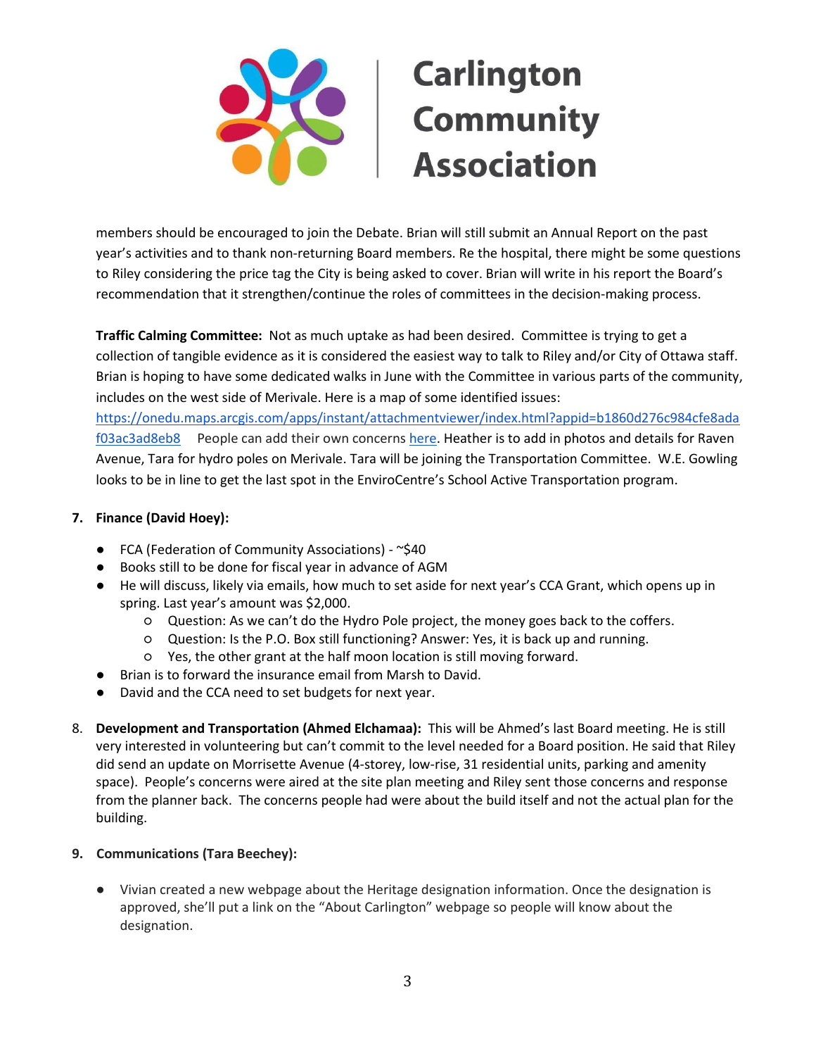members should be encouraged to join the Debate. Brian will still submit an Annual Report on the past year's activities and to thank non-returning Board members. Re the hospital, there might be some questions to Riley considering the price tag the City is being asked to cover. Brian will write in his report the Board's recommendation that it strengthen/continue the roles of committees in the decision-making process.

**Traffic Calming Committee:** Not as much uptake as had been desired. Committee is trying to get a collection of tangible evidence as it is considered the easiest way to talk to Riley and/or City of Ottawa staff. Brian is hoping to have some dedicated walks in June with the Committee in various parts of the community, includes on the west side of Merivale. Here is a map of some identified issues: [https://onedu.maps.arcgis.com/apps/instant/attachmentviewer/index.html?appid=b1860d276c984cfe8adaf03ac3ad8eb8](https://onedu.maps.arcgis.com/apps/instant/attachmentviewer/index.html?appid=b1860d276c984cfe8adaf03ac3ad8eb8) People can add their own concerns here. Heather is to add in photos and details for Raven Avenue, Tara for hydro poles on Merivale. Tara will be joining the Transportation Committee. W.E. Gowling looks to be in line to get the last spot in the EnviroCentre's School Active Transportation program.

7. **Finance (David Hoey):**
   - FCA (Federation of Community Associations) - ~$40
   - Books still to be done for fiscal year in advance of AGM
   - He will discuss, likely via emails, how much to set aside for next year's CCA Grant, which opens up in spring. Last year's amount was $2,000.
     - Question: As we can't do the Hydro Pole project, the money goes back to the coffers.
     - Question: Is the P.O. Box still functioning? Answer: Yes, it is back up and running.
     - Yes, the other grant at the half moon location is still moving forward.
   - Brian is to forward the insurance email from Marsh to David.
   - David and the CCA need to set budgets for next year.

8. **Development and Transportation (Ahmed Elchamaa):** This will be Ahmed's last Board meeting. He is still very interested in volunteering but can't commit to the level needed for a Board position. He said that Riley did send an update on Morrisette Avenue (4-storey, low-rise, 31 residential units, parking and amenity space). People's concerns were aired at the site plan meeting and Riley sent those concerns and response from the planner back. The concerns people had were about the build itself and not the actual plan for the building.

9. **Communications (Tara Beechey):**
   - Vivian created a new webpage about the Heritage designation information. Once the designation is approved, she'll put a link on the "About Carlington" webpage so people will know about the designation.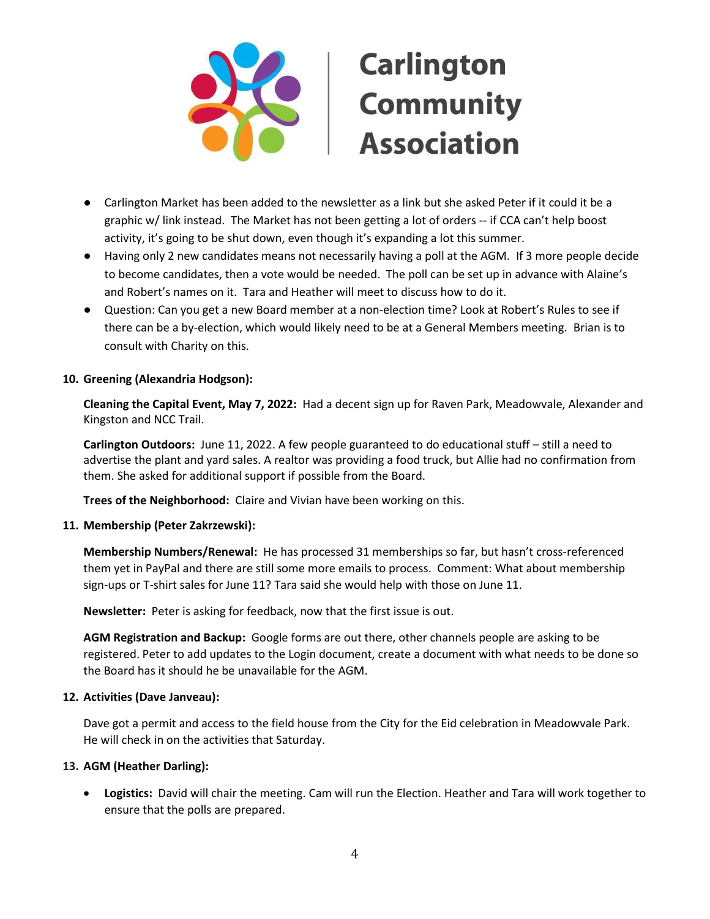- Carlington Market has been added to the newsletter as a link but she asked Peter if it could it be a graphic w/ link instead. The Market has not been getting a lot of orders -- if CCA can't help boost activity, it's going to be shut down, even though it's expanding a lot this summer.
- Having only 2 new candidates means not necessarily having a poll at the AGM. If 3 more people decide to become candidates, then a vote would be needed. The poll can be set up in advance with Alaine's and Robert's names on it. Tara and Heather will meet to discuss how to do it.
- Question: Can you get a new Board member at a non-election time? Look at Robert's Rules to see if there can be a by-election, which would likely need to be at a General Members meeting. Brian is to consult with Charity on this.

**10. Greening (Alexandria Hodgson):**

**Cleaning the Capital Event, May 7, 2022:** Had a decent sign up for Raven Park, Meadowvale, Alexander and Kingston and NCC Trail.

**Carlington Outdoors:** June 11, 2022. A few people guaranteed to do educational stuff – still a need to advertise the plant and yard sales. A realtor was providing a food truck, but Allie had no confirmation from them. She asked for additional support if possible from the Board.

**Trees of the Neighborhood:** Claire and Vivian have been working on this.

**11. Membership (Peter Zakrzewski):**

**Membership Numbers/Renewal:** He has processed 31 memberships so far, but hasn't cross-referenced them yet in PayPal and there are still some more emails to process. Comment: What about membership sign-ups or T-shirt sales for June 11? Tara said she would help with those on June 11.

**Newsletter:** Peter is asking for feedback, now that the first issue is out.

**AGM Registration and Backup:** Google forms are out there, other channels people are asking to be registered. Peter to add updates to the Login document, create a document with what needs to be done so the Board has it should he be unavailable for the AGM.

**12. Activities (Dave Janveau):**

Dave got a permit and access to the field house from the City for the Eid celebration in Meadowvale Park. He will check in on the activities that Saturday.

**13. AGM (Heather Darling):**

- **Logistics:** David will chair the meeting. Cam will run the Election. Heather and Tara will work together to ensure that the polls are prepared.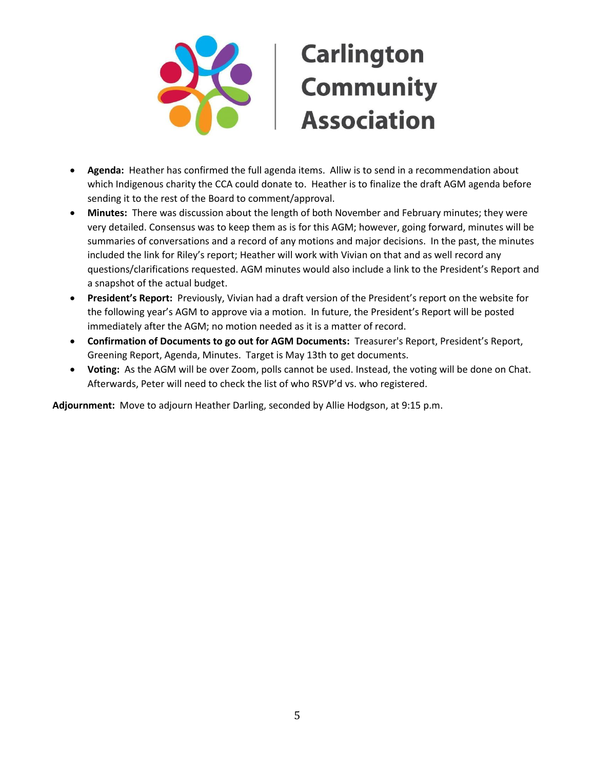- **Agenda:** Heather has confirmed the full agenda items. Alliw is to send in a recommendation about which Indigenous charity the CCA could donate to. Heather is to finalize the draft AGM agenda before sending it to the rest of the Board to comment/approval.
- **Minutes:** There was discussion about the length of both November and February minutes; they were very detailed. Consensus was to keep them as is for this AGM; however, going forward, minutes will be summaries of conversations and a record of any motions and major decisions. In the past, the minutes included the link for Riley's report; Heather will work with Vivian on that and as well record any questions/clarifications requested. AGM minutes would also include a link to the President's Report and a snapshot of the actual budget.
- **President's Report:** Previously, Vivian had a draft version of the President's report on the website for the following year's AGM to approve via a motion. In future, the President's Report will be posted immediately after the AGM; no motion needed as it is a matter of record.
- **Confirmation of Documents to go out for AGM Documents:** Treasurer's Report, President's Report, Greening Report, Agenda, Minutes. Target is May 13th to get documents.
- **Voting:** As the AGM will be over Zoom, polls cannot be used. Instead, the voting will be done on Chat. Afterwards, Peter will need to check the list of who RSVP'd vs. who registered.

**Adjournment:** Move to adjourn Heather Darling, seconded by Allie Hodgson, at 9:15 p.m.